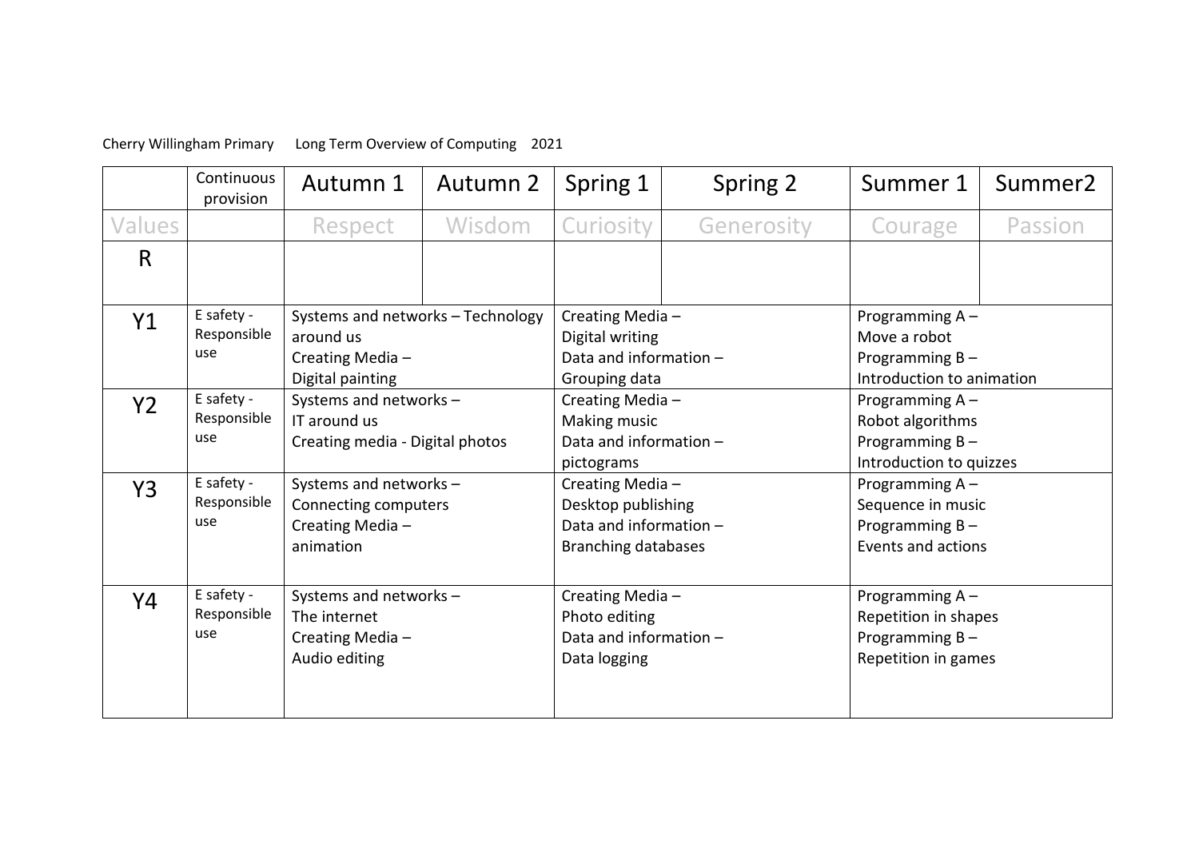Cherry Willingham Primary Long Term Overview of Computing 2021

| | Continuous provision | Autumn 1 | Autumn 2 | Spring 1 | Spring 2 | Summer 1 | Summer2 |
|---|---|---|---|---|---|---|---|
| Values | | Respect | Wisdom | Curiosity | Generosity | Courage | Passion |
| R | | | | | | | |
| Y1 | E safety - Responsible use | Systems and networks – Technology around us<br>Creating Media – Digital painting | | Creating Media – Digital writing<br>Data and information – Grouping data | | Programming A – Move a robot<br>Programming B – Introduction to animation | |
| Y2 | E safety - Responsible use | Systems and networks – IT around us<br>Creating media - Digital photos | | Creating Media – Making music<br>Data and information – pictograms | | Programming A – Robot algorithms<br>Programming B – Introduction to quizzes | |
| Y3 | E safety - Responsible use | Systems and networks – Connecting computers<br>Creating Media – animation | | Creating Media – Desktop publishing<br>Data and information – Branching databases | | Programming A – Sequence in music<br>Programming B – Events and actions | |
| Y4 | E safety - Responsible use | Systems and networks – The internet<br>Creating Media – Audio editing | | Creating Media – Photo editing<br>Data and information – Data logging | | Programming A – Repetition in shapes<br>Programming B – Repetition in games | |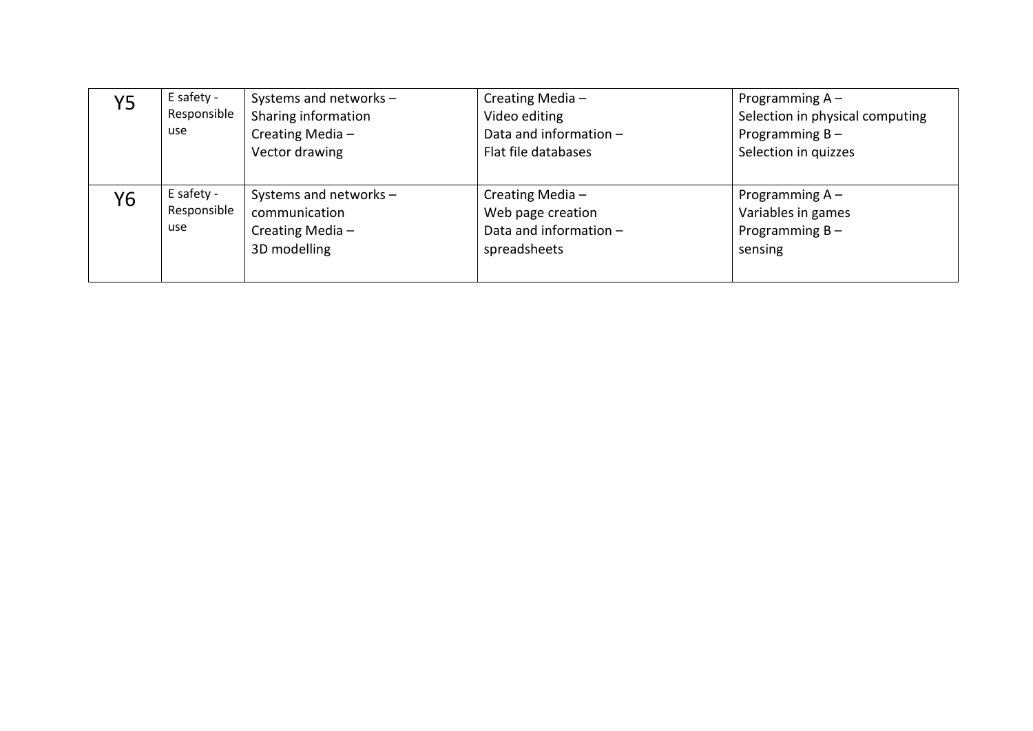| | | | | |
|---|---|---|---|---|
| Y5 | E safety - Responsible use | Systems and networks – Sharing information<br>Creating Media – Vector drawing | Creating Media – Video editing<br>Data and information – Flat file databases | Programming A – Selection in physical computing<br>Programming B – Selection in quizzes |
| Y6 | E safety - Responsible use | Systems and networks – communication<br>Creating Media – 3D modelling | Creating Media – Web page creation<br>Data and information – spreadsheets | Programming A – Variables in games<br>Programming B – sensing |